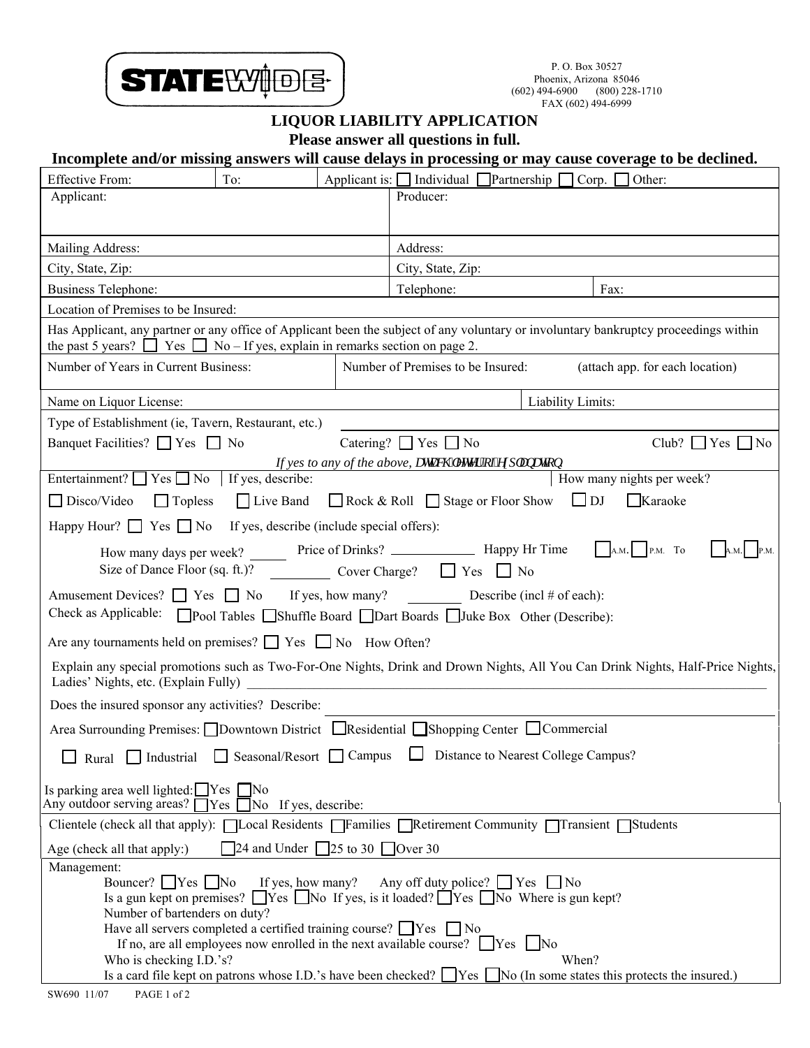STATEWIDE

P. O. Box 30527
Phoenix, Arizona 85046
(602) 494-6900 (800) 228-1710
FAX (602) 494-6999

# LIQUOR LIABILITY APPLICATION

**Please answer all questions in full.**

**Incomplete and/or missing answers will cause delays in processing or may cause coverage to be declined.**

| Effective From: | To: | Applicant is: ☐ Individual ☐ Partnership ☐ Corp. ☐ Other: |
|---|---|---|

| Applicant: | Producer: | |
|---|---|---|
| Mailing Address: | Address: | |
| City, State, Zip: | City, State, Zip: | |
| Business Telephone: | Telephone: | Fax: |

Location of Premises to be Insured:

Has Applicant, any partner or any office of Applicant been the subject of any voluntary or involuntary bankruptcy proceedings within the past 5 years? ☐ Yes ☐ No – If yes, explain in remarks section on page 2.

| Number of Years in Current Business: | Number of Premises to be Insured: (attach app. for each location) |
|---|---|

| Name on Liquor License: | Liability Limits: |
|---|---|

Type of Establishment (ie, Tavern, Restaurant, etc.) ____________________

Banquet Facilities? ☐ Yes ☐ No    Catering? ☐ Yes ☐ No    Club? ☐ Yes ☐ No

*If yes to any of the above, attach letter of explanation*

Entertainment? ☐ Yes ☐ No | If yes, describe: | How many nights per week?

☐ Disco/Video ☐ Topless ☐ Live Band ☐ Rock & Roll ☐ Stage or Floor Show ☐ DJ ☐ Karaoke

Happy Hour? ☐ Yes ☐ No  If yes, describe (include special offers):

How many days per week? _____ Price of Drinks? ____________ Happy Hr Time ☐ A.M. ☐ P.M. To ☐ A.M. ☐ P.M.

Size of Dance Floor (sq. ft.)? ________ Cover Charge? ☐ Yes ☐ No

Amusement Devices? ☐ Yes ☐ No  If yes, how many? ________ Describe (incl # of each):

Check as Applicable: ☐ Pool Tables ☐ Shuffle Board ☐ Dart Boards ☐ Juke Box Other (Describe):

Are any tournaments held on premises? ☐ Yes ☐ No  How Often?

Explain any special promotions such as Two-For-One Nights, Drink and Drown Nights, All You Can Drink Nights, Half-Price Nights, Ladies' Nights, etc. (Explain Fully) ____________________

Does the insured sponsor any activities? Describe: ____________________

Area Surrounding Premises: ☐ Downtown District ☐ Residential ☐ Shopping Center ☐ Commercial

☐ Rural ☐ Industrial ☐ Seasonal/Resort ☐ Campus ☐ Distance to Nearest College Campus?

Is parking area well lighted: ☐ Yes ☐ No
Any outdoor serving areas? ☐ Yes ☐ No  If yes, describe:

Clientele (check all that apply): ☐ Local Residents ☐ Families ☐ Retirement Community ☐ Transient ☐ Students

Age (check all that apply:) ☐ 24 and Under ☐ 25 to 30 ☐ Over 30

Management:

- Bouncer? ☐ Yes ☐ No  If yes, how many?  Any off duty police? ☐ Yes ☐ No
- Is a gun kept on premises? ☐ Yes ☐ No  If yes, is it loaded? ☐ Yes ☐ No  Where is gun kept?
- Number of bartenders on duty?
- Have all servers completed a certified training course? ☐ Yes ☐ No
  - If no, are all employees now enrolled in the next available course? ☐ Yes ☐ No
- Who is checking I.D.'s?  When?
- Is a card file kept on patrons whose I.D.'s have been checked? ☐ Yes ☐ No (In some states this protects the insured.)

SW690 11/07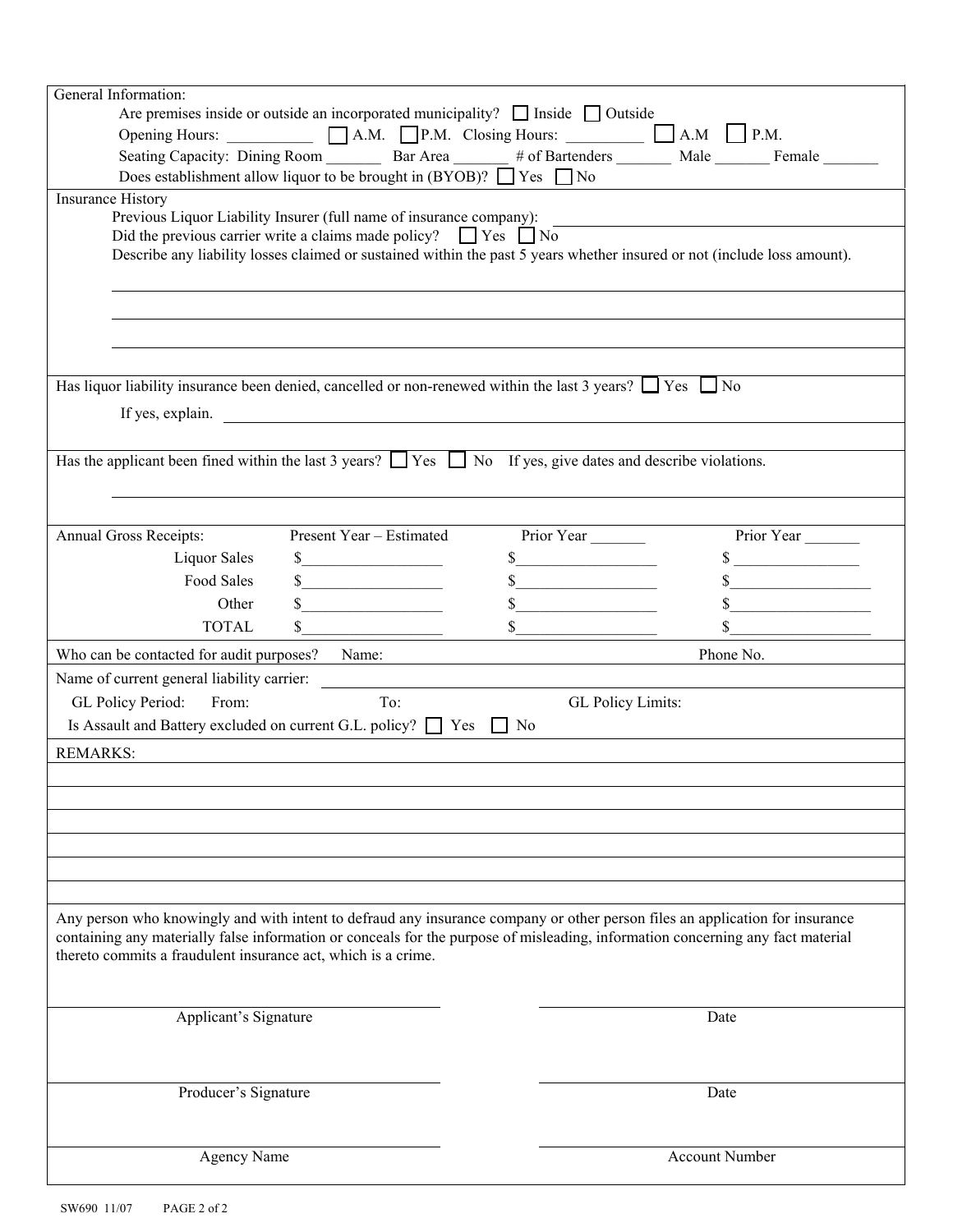General Information:

Are premises inside or outside an incorporated municipality? ☐ Inside ☐ Outside

Opening Hours: ___________ ☐ A.M. ☐ P.M. Closing Hours: __________ ☐ A.M ☐ P.M.

Seating Capacity: Dining Room _______ Bar Area _______ # of Bartenders _______ Male _______ Female _______

Does establishment allow liquor to be brought in (BYOB)? ☐ Yes ☐ No

Insurance History

Previous Liquor Liability Insurer (full name of insurance company): ______________________________

Did the previous carrier write a claims made policy? ☐ Yes ☐ No

Describe any liability losses claimed or sustained within the past 5 years whether insured or not (include loss amount).

______________________________

______________________________

______________________________

Has liquor liability insurance been denied, cancelled or non-renewed within the last 3 years? ☐ Yes ☐ No

If yes, explain. ______________________________

Has the applicant been fined within the last 3 years? ☐ Yes ☐ No If yes, give dates and describe violations.

______________________________

| Annual Gross Receipts: | Present Year – Estimated | Prior Year _______ | Prior Year _______ |
|---|---|---|---|
| Liquor Sales | $__________________ | $__________________ | $ ________________ |
| Food Sales | $__________________ | $__________________ | $__________________ |
| Other | $__________________ | $__________________ | $__________________ |
| TOTAL | $__________________ | $__________________ | $__________________ |

Who can be contacted for audit purposes? Name: ______________________________ Phone No.

Name of current general liability carrier: ______________________________

GL Policy Period: From: To: GL Policy Limits:

Is Assault and Battery excluded on current G.L. policy? ☐ Yes ☐ No

REMARKS:

______________________________

______________________________

______________________________

______________________________

______________________________

______________________________

Any person who knowingly and with intent to defraud any insurance company or other person files an application for insurance containing any materially false information or conceals for the purpose of misleading, information concerning any fact material thereto commits a fraudulent insurance act, which is a crime.

______________________________ ______________________________

Applicant's Signature Date

______________________________ ______________________________

Producer's Signature Date

______________________________ ______________________________

Agency Name Account Number

SW690 11/07